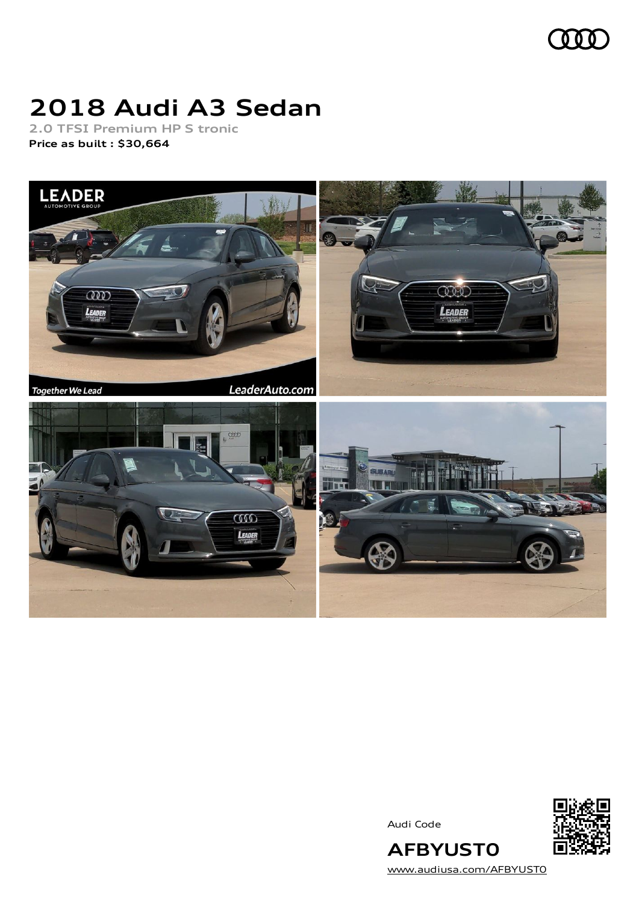# 2018 Audi A3 Sedan

2.0 TFSI Premium HP S tronic

**Price as built : $30,664**

Audi Code

**AFBYUST0**

www.audiusa.com/AFBYUST0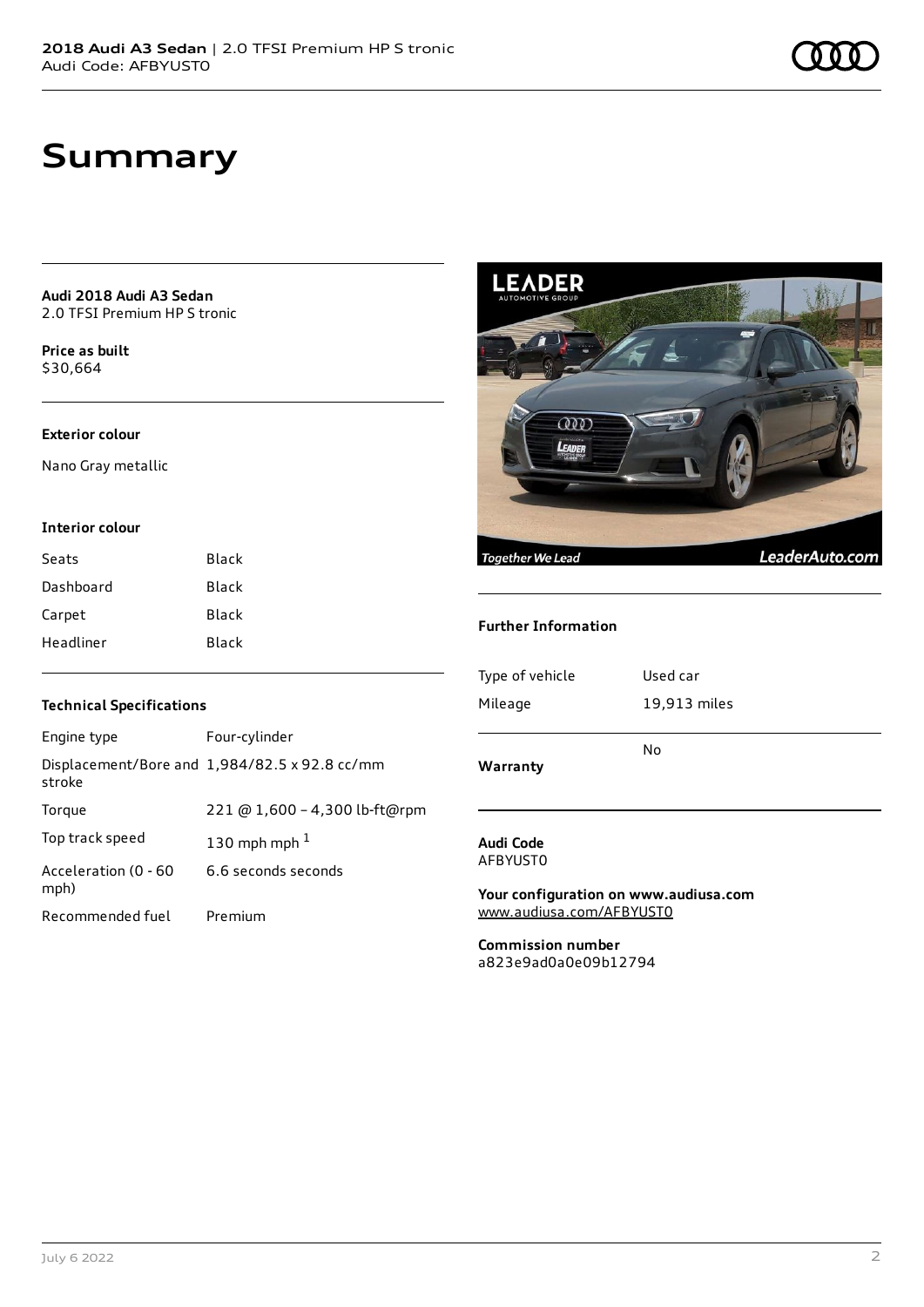# Summary

**Audi 2018 Audi A3 Sedan**
2.0 TFSI Premium HP S tronic

**Price as built**
$30,664

**Exterior colour**

Nano Gray metallic

**Interior colour**

| | |
|---|---|
| Seats | Black |
| Dashboard | Black |
| Carpet | Black |
| Headliner | Black |

**Technical Specifications**

| | |
|---|---|
| Engine type | Four-cylinder |
| Displacement/Bore and stroke | 1,984/82.5 x 92.8 cc/mm |
| Torque | 221 @ 1,600 – 4,300 lb-ft@rpm |
| Top track speed | 130 mph mph [1] |
| Acceleration (0 - 60 mph) | 6.6 seconds seconds |
| Recommended fuel | Premium |

**Further Information**

| | |
|---|---|
| Type of vehicle | Used car |
| Mileage | 19,913 miles |
| **Warranty** | No |

**Audi Code**
AFBYUST0

**Your configuration on www.audiusa.com**
www.audiusa.com/AFBYUST0

**Commission number**
a823e9ad0a0e09b12794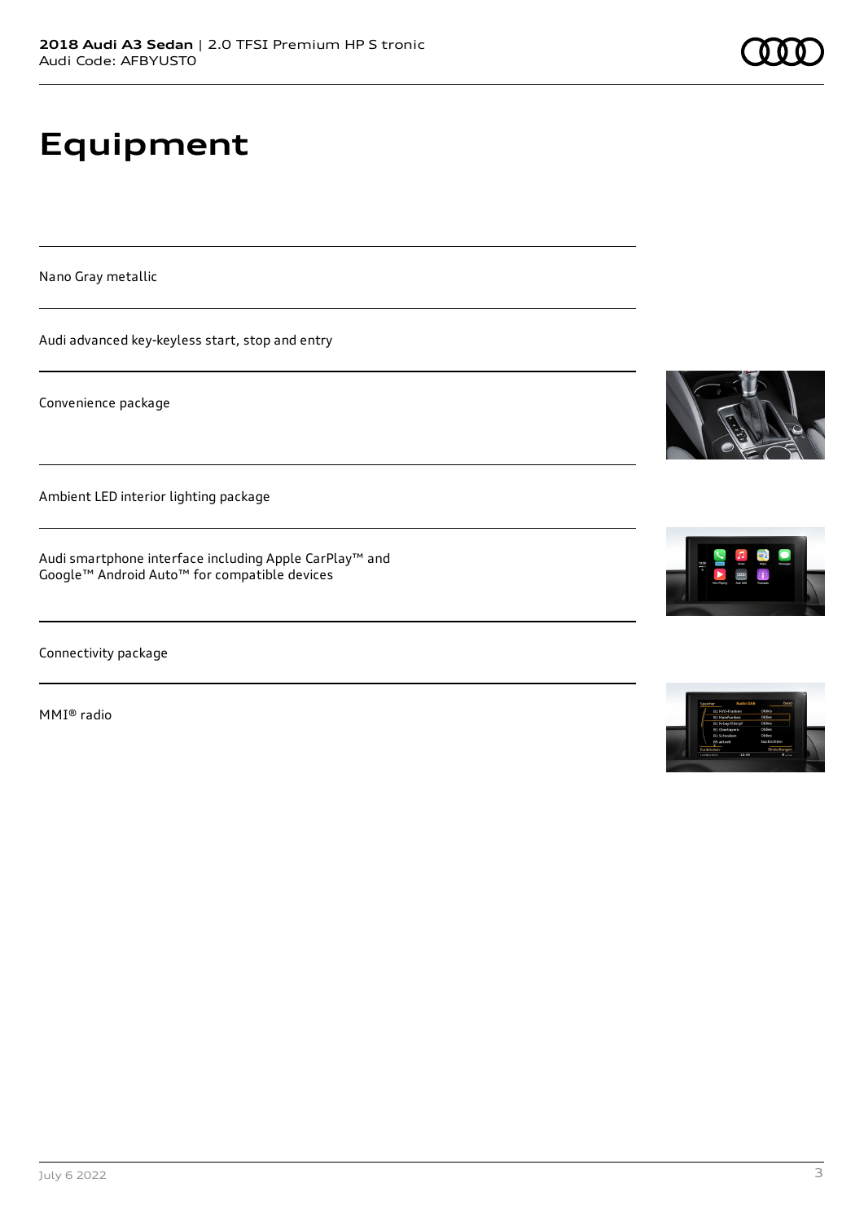# Equipment

Nano Gray metallic

Audi advanced key-keyless start, stop and entry

Convenience package

Ambient LED interior lighting package

Audi smartphone interface including Apple CarPlay™ and Google™ Android Auto™ for compatible devices

Connectivity package

MMI® radio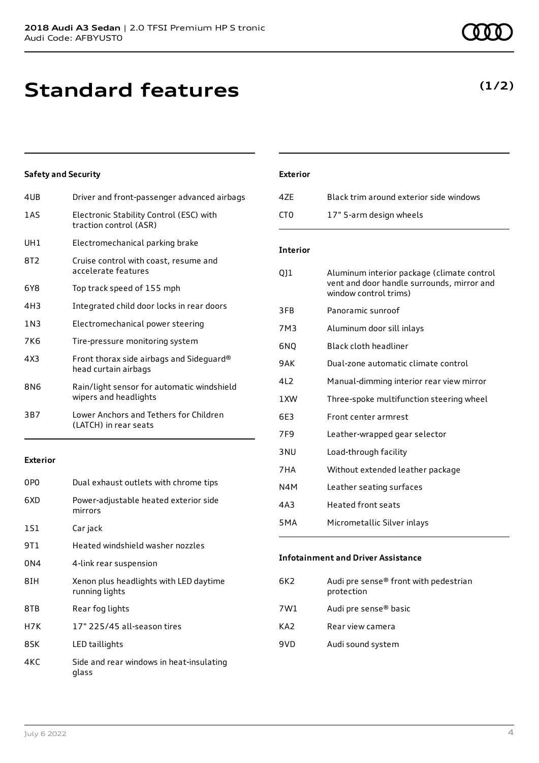# Standard features

**(1/2)**

### Safety and Security

| | |
|---|---|
| 4UB | Driver and front-passenger advanced airbags |
| 1AS | Electronic Stability Control (ESC) with traction control (ASR) |
| UH1 | Electromechanical parking brake |
| 8T2 | Cruise control with coast, resume and accelerate features |
| 6Y8 | Top track speed of 155 mph |
| 4H3 | Integrated child door locks in rear doors |
| 1N3 | Electromechanical power steering |
| 7K6 | Tire-pressure monitoring system |
| 4X3 | Front thorax side airbags and Sideguard® head curtain airbags |
| 8N6 | Rain/light sensor for automatic windshield wipers and headlights |
| 3B7 | Lower Anchors and Tethers for Children (LATCH) in rear seats |

### Exterior

| | |
|---|---|
| 0P0 | Dual exhaust outlets with chrome tips |
| 6XD | Power-adjustable heated exterior side mirrors |
| 1S1 | Car jack |
| 9T1 | Heated windshield washer nozzles |
| 0N4 | 4-link rear suspension |
| 8IH | Xenon plus headlights with LED daytime running lights |
| 8TB | Rear fog lights |
| H7K | 17" 225/45 all-season tires |
| 8SK | LED taillights |
| 4KC | Side and rear windows in heat-insulating glass |

### Exterior

| | |
|---|---|
| 4ZE | Black trim around exterior side windows |
| CT0 | 17" 5-arm design wheels |

### Interior

| | |
|---|---|
| QJ1 | Aluminum interior package (climate control vent and door handle surrounds, mirror and window control trims) |
| 3FB | Panoramic sunroof |
| 7M3 | Aluminum door sill inlays |
| 6NQ | Black cloth headliner |
| 9AK | Dual-zone automatic climate control |
| 4L2 | Manual-dimming interior rear view mirror |
| 1XW | Three-spoke multifunction steering wheel |
| 6E3 | Front center armrest |
| 7F9 | Leather-wrapped gear selector |
| 3NU | Load-through facility |
| 7HA | Without extended leather package |
| N4M | Leather seating surfaces |
| 4A3 | Heated front seats |
| 5MA | Micrometallic Silver inlays |

### Infotainment and Driver Assistance

| | |
|---|---|
| 6K2 | Audi pre sense® front with pedestrian protection |
| 7W1 | Audi pre sense® basic |
| KA2 | Rear view camera |
| 9VD | Audi sound system |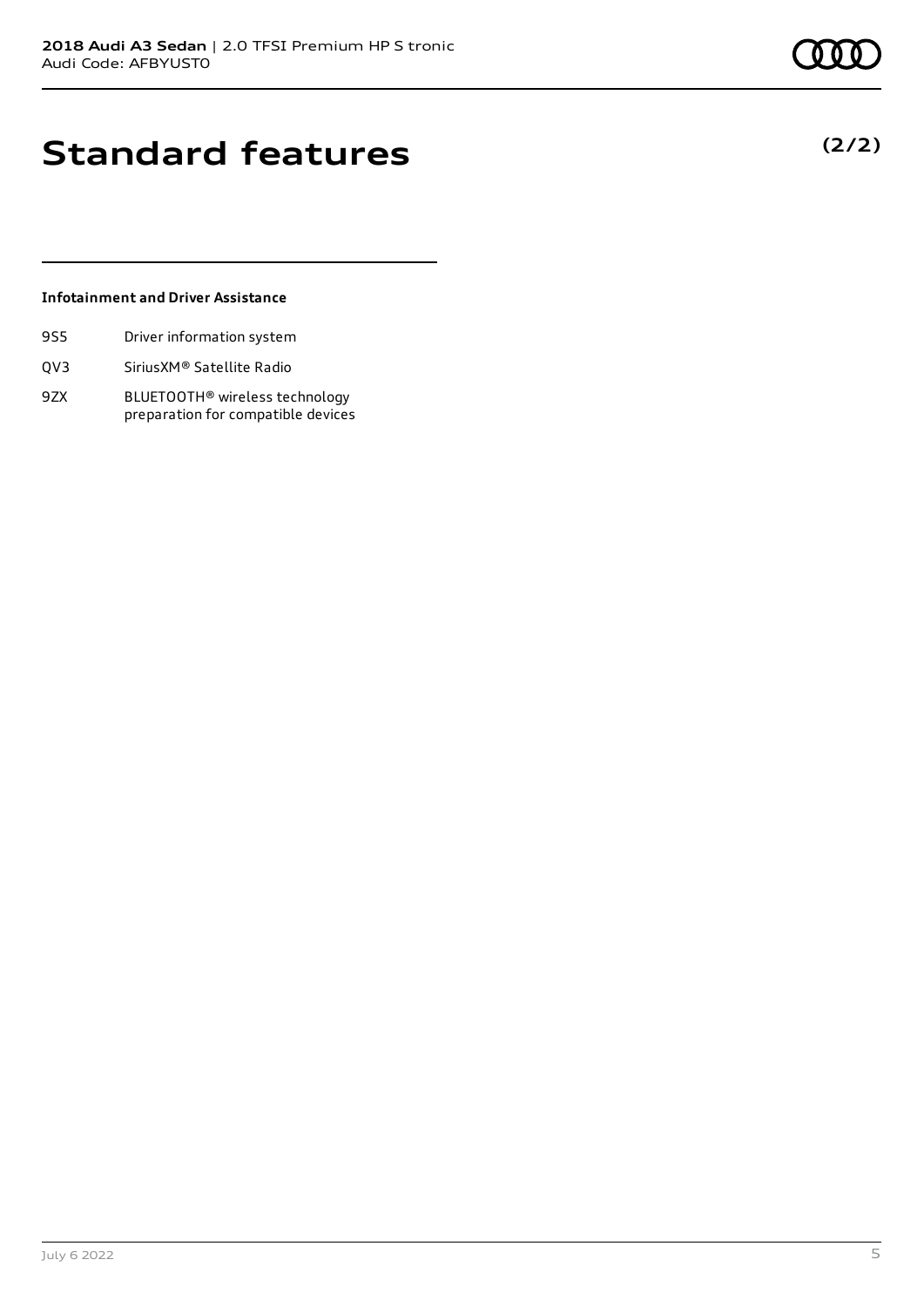# Standard features

**(2/2)**

### Infotainment and Driver Assistance

| | |
|---|---|
| 9S5 | Driver information system |
| QV3 | SiriusXM® Satellite Radio |
| 9ZX | BLUETOOTH® wireless technology preparation for compatible devices |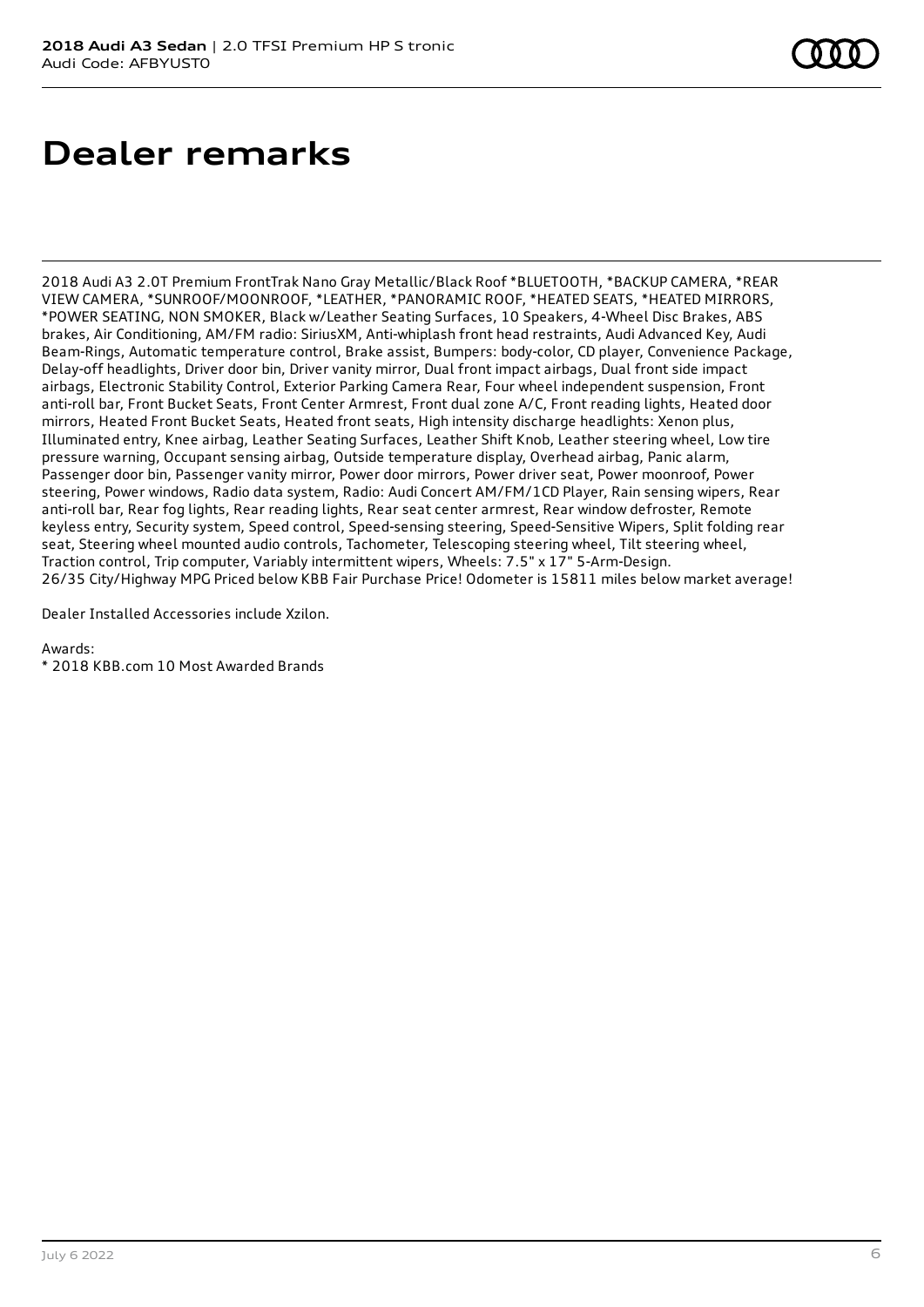# Dealer remarks

2018 Audi A3 2.0T Premium FrontTrak Nano Gray Metallic/Black Roof *BLUETOOTH, *BACKUP CAMERA, *REAR VIEW CAMERA, *SUNROOF/MOONROOF, *LEATHER, *PANORAMIC ROOF, *HEATED SEATS, *HEATED MIRRORS, *POWER SEATING, NON SMOKER, Black w/Leather Seating Surfaces, 10 Speakers, 4-Wheel Disc Brakes, ABS brakes, Air Conditioning, AM/FM radio: SiriusXM, Anti-whiplash front head restraints, Audi Advanced Key, Audi Beam-Rings, Automatic temperature control, Brake assist, Bumpers: body-color, CD player, Convenience Package, Delay-off headlights, Driver door bin, Driver vanity mirror, Dual front impact airbags, Dual front side impact airbags, Electronic Stability Control, Exterior Parking Camera Rear, Four wheel independent suspension, Front anti-roll bar, Front Bucket Seats, Front Center Armrest, Front dual zone A/C, Front reading lights, Heated door mirrors, Heated Front Bucket Seats, Heated front seats, High intensity discharge headlights: Xenon plus, Illuminated entry, Knee airbag, Leather Seating Surfaces, Leather Shift Knob, Leather steering wheel, Low tire pressure warning, Occupant sensing airbag, Outside temperature display, Overhead airbag, Panic alarm, Passenger door bin, Passenger vanity mirror, Power door mirrors, Power driver seat, Power moonroof, Power steering, Power windows, Radio data system, Radio: Audi Concert AM/FM/1CD Player, Rain sensing wipers, Rear anti-roll bar, Rear fog lights, Rear reading lights, Rear seat center armrest, Rear window defroster, Remote keyless entry, Security system, Speed control, Speed-sensing steering, Speed-Sensitive Wipers, Split folding rear seat, Steering wheel mounted audio controls, Tachometer, Telescoping steering wheel, Tilt steering wheel, Traction control, Trip computer, Variably intermittent wipers, Wheels: 7.5" x 17" 5-Arm-Design. 26/35 City/Highway MPG Priced below KBB Fair Purchase Price! Odometer is 15811 miles below market average!

Dealer Installed Accessories include Xzilon.

Awards:
* 2018 KBB.com 10 Most Awarded Brands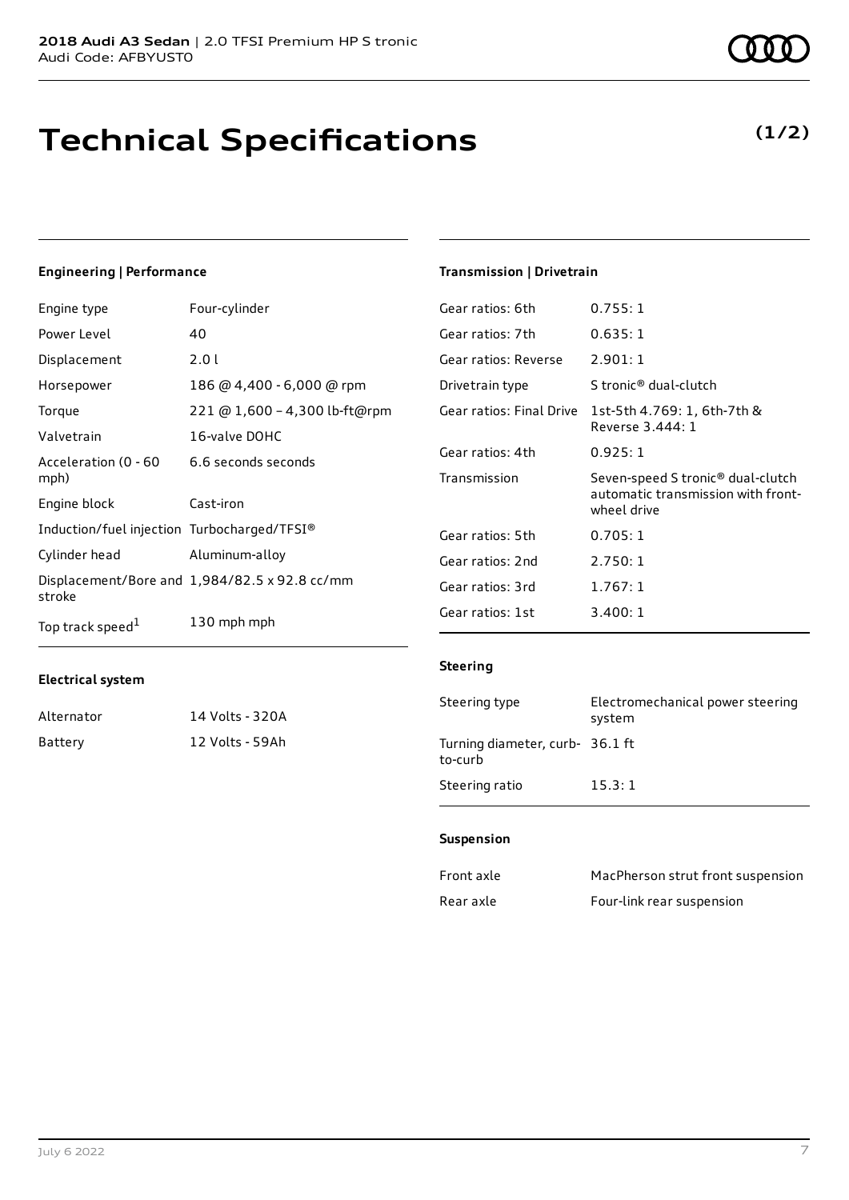**2018 Audi A3 Sedan** | 2.0 TFSI Premium HP S tronic
Audi Code: AFBYUST0

# Technical Specifications

**(1/2)**

### Engineering | Performance

| | |
|---|---|
| Engine type | Four-cylinder |
| Power Level | 40 |
| Displacement | 2.0 l |
| Horsepower | 186 @ 4,400 - 6,000 @ rpm |
| Torque | 221 @ 1,600 – 4,300 lb-ft@rpm |
| Valvetrain | 16-valve DOHC |
| Acceleration (0 - 60 mph) | 6.6 seconds seconds |
| Engine block | Cast-iron |
| Induction/fuel injection | Turbocharged/TFSI® |
| Cylinder head | Aluminum-alloy |
| Displacement/Bore and stroke | 1,984/82.5 x 92.8 cc/mm |
| Top track speed[1] | 130 mph mph |

### Electrical system

| | |
|---|---|
| Alternator | 14 Volts - 320A |
| Battery | 12 Volts - 59Ah |

### Transmission | Drivetrain

| | |
|---|---|
| Gear ratios: 6th | 0.755: 1 |
| Gear ratios: 7th | 0.635: 1 |
| Gear ratios: Reverse | 2.901: 1 |
| Drivetrain type | S tronic® dual-clutch |
| Gear ratios: Final Drive | 1st-5th 4.769: 1, 6th-7th & Reverse 3.444: 1 |
| Gear ratios: 4th | 0.925: 1 |
| Transmission | Seven-speed S tronic® dual-clutch automatic transmission with front-wheel drive |
| Gear ratios: 5th | 0.705: 1 |
| Gear ratios: 2nd | 2.750: 1 |
| Gear ratios: 3rd | 1.767: 1 |
| Gear ratios: 1st | 3.400: 1 |

### Steering

| | |
|---|---|
| Steering type | Electromechanical power steering system |
| Turning diameter, curb-to-curb | 36.1 ft |
| Steering ratio | 15.3: 1 |

### Suspension

| | |
|---|---|
| Front axle | MacPherson strut front suspension |
| Rear axle | Four-link rear suspension |

July 6 2022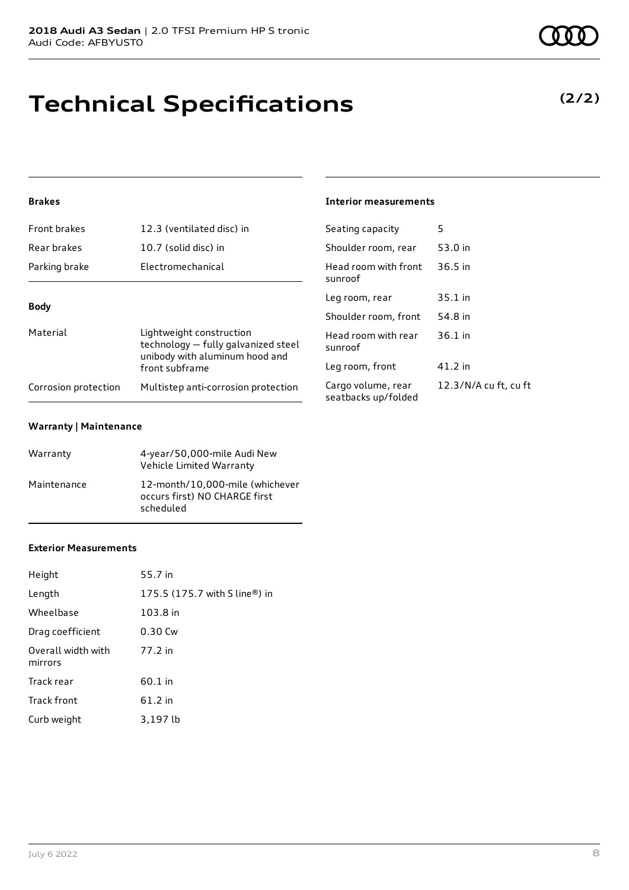# Technical Specifications

**(2/2)**

### Brakes

| | |
|---|---|
| Front brakes | 12.3 (ventilated disc) in |
| Rear brakes | 10.7 (solid disc) in |
| Parking brake | Electromechanical |

### Body

| | |
|---|---|
| Material | Lightweight construction technology — fully galvanized steel unibody with aluminum hood and front subframe |
| Corrosion protection | Multistep anti-corrosion protection |

### Warranty | Maintenance

| | |
|---|---|
| Warranty | 4-year/50,000-mile Audi New Vehicle Limited Warranty |
| Maintenance | 12-month/10,000-mile (whichever occurs first) NO CHARGE first scheduled |

### Exterior Measurements

| | |
|---|---|
| Height | 55.7 in |
| Length | 175.5 (175.7 with S line®) in |
| Wheelbase | 103.8 in |
| Drag coefficient | 0.30 Cw |
| Overall width with mirrors | 77.2 in |
| Track rear | 60.1 in |
| Track front | 61.2 in |
| Curb weight | 3,197 lb |

### Interior measurements

| | |
|---|---|
| Seating capacity | 5 |
| Shoulder room, rear | 53.0 in |
| Head room with front sunroof | 36.5 in |
| Leg room, rear | 35.1 in |
| Shoulder room, front | 54.8 in |
| Head room with rear sunroof | 36.1 in |
| Leg room, front | 41.2 in |
| Cargo volume, rear seatbacks up/folded | 12.3/N/A cu ft, cu ft |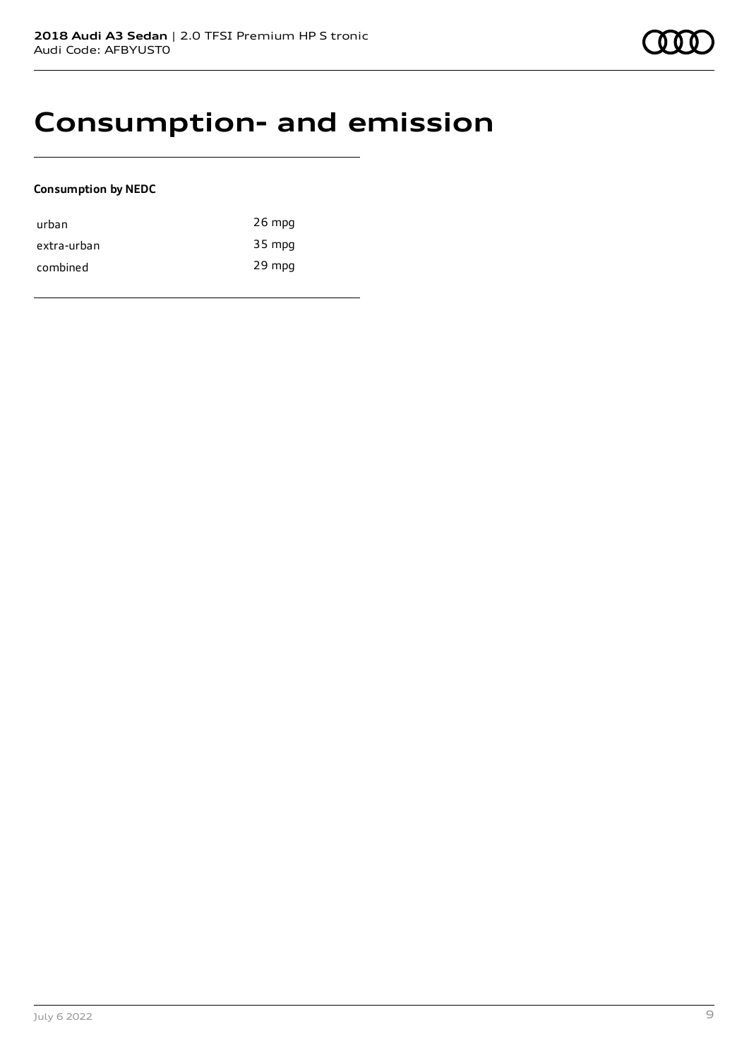# Consumption- and emission

**Consumption by NEDC**

| | |
|---|---|
| urban | 26 mpg |
| extra-urban | 35 mpg |
| combined | 29 mpg |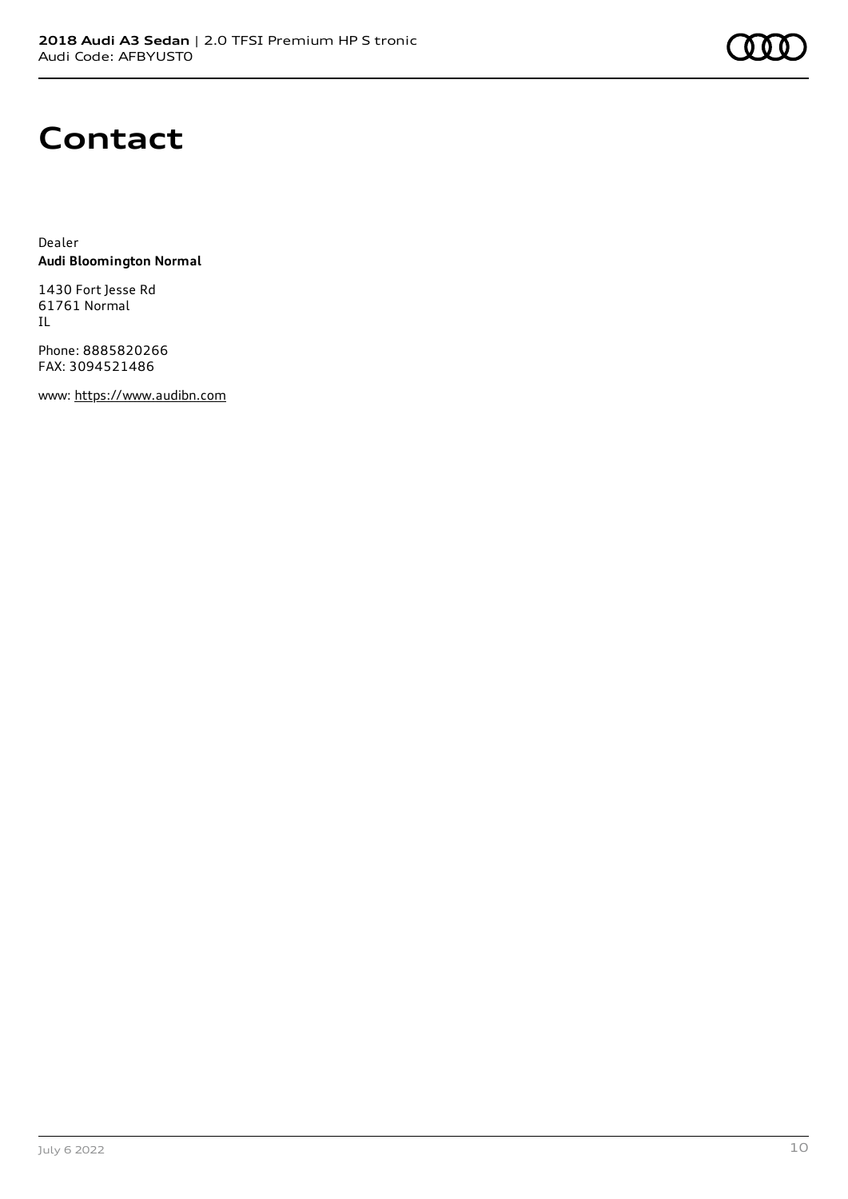# Contact

Dealer
**Audi Bloomington Normal**

1430 Fort Jesse Rd
61761 Normal
IL

Phone: 8885820266
FAX: 3094521486

www: https://www.audibn.com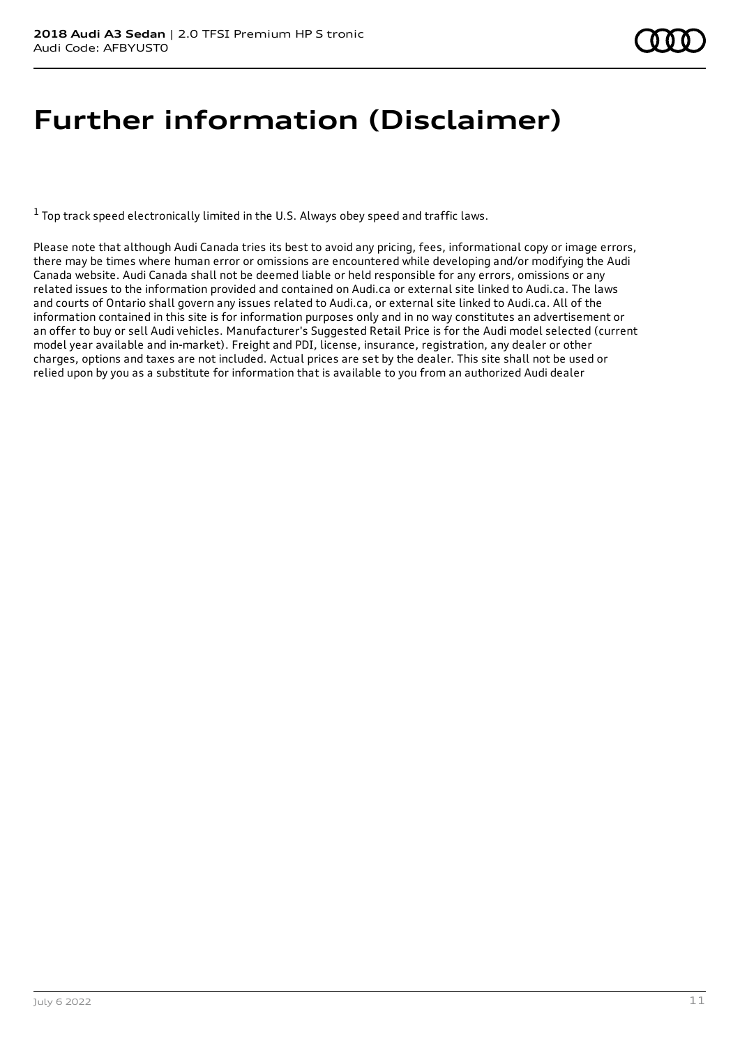# Further information (Disclaimer)

[1] Top track speed electronically limited in the U.S. Always obey speed and traffic laws.

Please note that although Audi Canada tries its best to avoid any pricing, fees, informational copy or image errors, there may be times where human error or omissions are encountered while developing and/or modifying the Audi Canada website. Audi Canada shall not be deemed liable or held responsible for any errors, omissions or any related issues to the information provided and contained on Audi.ca or external site linked to Audi.ca. The laws and courts of Ontario shall govern any issues related to Audi.ca, or external site linked to Audi.ca. All of the information contained in this site is for information purposes only and in no way constitutes an advertisement or an offer to buy or sell Audi vehicles. Manufacturer's Suggested Retail Price is for the Audi model selected (current model year available and in-market). Freight and PDI, license, insurance, registration, any dealer or other charges, options and taxes are not included. Actual prices are set by the dealer. This site shall not be used or relied upon by you as a substitute for information that is available to you from an authorized Audi dealer